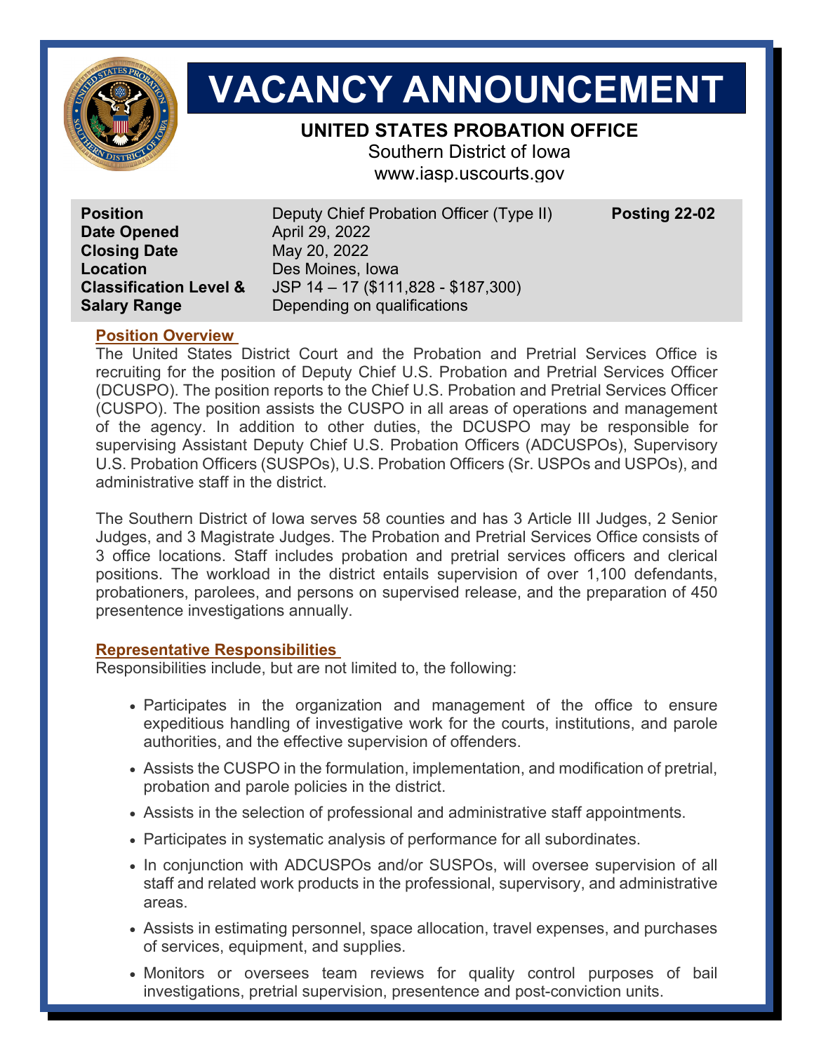# VACANCY ANNOUNCEMENT

**UNITED STATES PROBATION OFFICE**

Southern District of Iowa

www.iasp.uscourts.gov

| | | |
|---|---|---|
| **Position** | Deputy Chief Probation Officer (Type II) | **Posting 22-02** |
| **Date Opened** | April 29, 2022 | |
| **Closing Date** | May 20, 2022 | |
| **Location** | Des Moines, Iowa | |
| **Classification Level & Salary Range** | JSP 14 – 17 ($111,828 - $187,300) Depending on qualifications | |

## Position Overview

The United States District Court and the Probation and Pretrial Services Office is recruiting for the position of Deputy Chief U.S. Probation and Pretrial Services Officer (DCUSPO). The position reports to the Chief U.S. Probation and Pretrial Services Officer (CUSPO). The position assists the CUSPO in all areas of operations and management of the agency. In addition to other duties, the DCUSPO may be responsible for supervising Assistant Deputy Chief U.S. Probation Officers (ADCUSPOs), Supervisory U.S. Probation Officers (SUSPOs), U.S. Probation Officers (Sr. USPOs and USPOs), and administrative staff in the district.

The Southern District of Iowa serves 58 counties and has 3 Article III Judges, 2 Senior Judges, and 3 Magistrate Judges. The Probation and Pretrial Services Office consists of 3 office locations. Staff includes probation and pretrial services officers and clerical positions. The workload in the district entails supervision of over 1,100 defendants, probationers, parolees, and persons on supervised release, and the preparation of 450 presentence investigations annually.

## Representative Responsibilities

Responsibilities include, but are not limited to, the following:

- Participates in the organization and management of the office to ensure expeditious handling of investigative work for the courts, institutions, and parole authorities, and the effective supervision of offenders.
- Assists the CUSPO in the formulation, implementation, and modification of pretrial, probation and parole policies in the district.
- Assists in the selection of professional and administrative staff appointments.
- Participates in systematic analysis of performance for all subordinates.
- In conjunction with ADCUSPOs and/or SUSPOs, will oversee supervision of all staff and related work products in the professional, supervisory, and administrative areas.
- Assists in estimating personnel, space allocation, travel expenses, and purchases of services, equipment, and supplies.
- Monitors or oversees team reviews for quality control purposes of bail investigations, pretrial supervision, presentence and post-conviction units.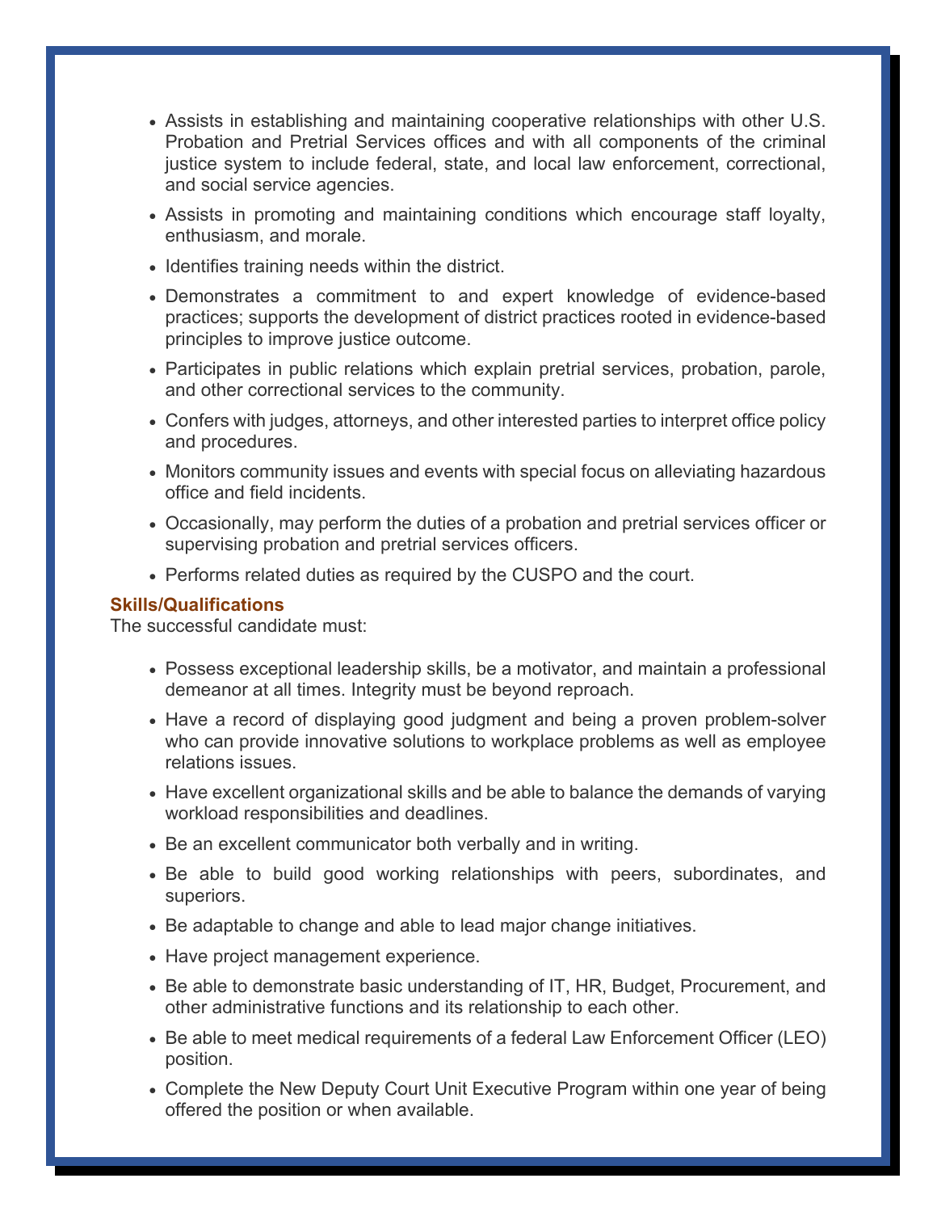- Assists in establishing and maintaining cooperative relationships with other U.S. Probation and Pretrial Services offices and with all components of the criminal justice system to include federal, state, and local law enforcement, correctional, and social service agencies.
- Assists in promoting and maintaining conditions which encourage staff loyalty, enthusiasm, and morale.
- Identifies training needs within the district.
- Demonstrates a commitment to and expert knowledge of evidence-based practices; supports the development of district practices rooted in evidence-based principles to improve justice outcome.
- Participates in public relations which explain pretrial services, probation, parole, and other correctional services to the community.
- Confers with judges, attorneys, and other interested parties to interpret office policy and procedures.
- Monitors community issues and events with special focus on alleviating hazardous office and field incidents.
- Occasionally, may perform the duties of a probation and pretrial services officer or supervising probation and pretrial services officers.
- Performs related duties as required by the CUSPO and the court.

**Skills/Qualifications**

The successful candidate must:

- Possess exceptional leadership skills, be a motivator, and maintain a professional demeanor at all times. Integrity must be beyond reproach.
- Have a record of displaying good judgment and being a proven problem-solver who can provide innovative solutions to workplace problems as well as employee relations issues.
- Have excellent organizational skills and be able to balance the demands of varying workload responsibilities and deadlines.
- Be an excellent communicator both verbally and in writing.
- Be able to build good working relationships with peers, subordinates, and superiors.
- Be adaptable to change and able to lead major change initiatives.
- Have project management experience.
- Be able to demonstrate basic understanding of IT, HR, Budget, Procurement, and other administrative functions and its relationship to each other.
- Be able to meet medical requirements of a federal Law Enforcement Officer (LEO) position.
- Complete the New Deputy Court Unit Executive Program within one year of being offered the position or when available.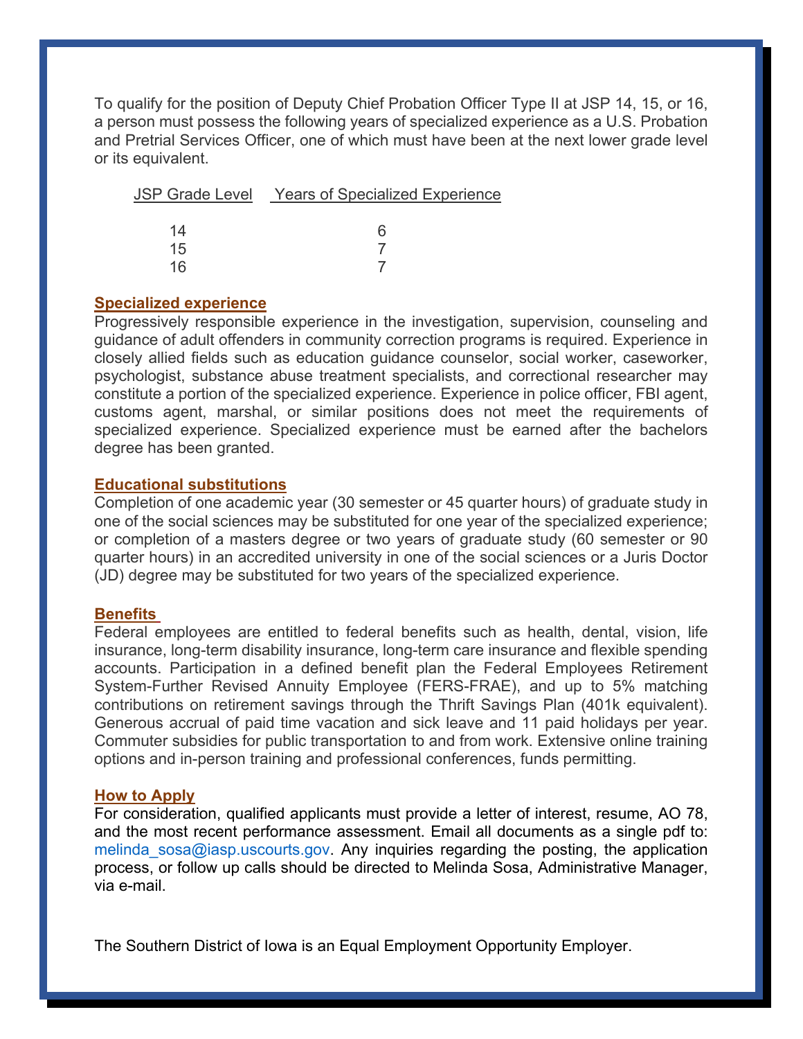To qualify for the position of Deputy Chief Probation Officer Type II at JSP 14, 15, or 16, a person must possess the following years of specialized experience as a U.S. Probation and Pretrial Services Officer, one of which must have been at the next lower grade level or its equivalent.

| JSP Grade Level | Years of Specialized Experience |
|---|---|
| 14 | 6 |
| 15 | 7 |
| 16 | 7 |

## Specialized experience

Progressively responsible experience in the investigation, supervision, counseling and guidance of adult offenders in community correction programs is required. Experience in closely allied fields such as education guidance counselor, social worker, caseworker, psychologist, substance abuse treatment specialists, and correctional researcher may constitute a portion of the specialized experience. Experience in police officer, FBI agent, customs agent, marshal, or similar positions does not meet the requirements of specialized experience. Specialized experience must be earned after the bachelors degree has been granted.

## Educational substitutions

Completion of one academic year (30 semester or 45 quarter hours) of graduate study in one of the social sciences may be substituted for one year of the specialized experience; or completion of a masters degree or two years of graduate study (60 semester or 90 quarter hours) in an accredited university in one of the social sciences or a Juris Doctor (JD) degree may be substituted for two years of the specialized experience.

## Benefits

Federal employees are entitled to federal benefits such as health, dental, vision, life insurance, long-term disability insurance, long-term care insurance and flexible spending accounts. Participation in a defined benefit plan the Federal Employees Retirement System-Further Revised Annuity Employee (FERS-FRAE), and up to 5% matching contributions on retirement savings through the Thrift Savings Plan (401k equivalent). Generous accrual of paid time vacation and sick leave and 11 paid holidays per year. Commuter subsidies for public transportation to and from work. Extensive online training options and in-person training and professional conferences, funds permitting.

## How to Apply

For consideration, qualified applicants must provide a letter of interest, resume, AO 78, and the most recent performance assessment. Email all documents as a single pdf to: melinda_sosa@iasp.uscourts.gov. Any inquiries regarding the posting, the application process, or follow up calls should be directed to Melinda Sosa, Administrative Manager, via e-mail.

The Southern District of Iowa is an Equal Employment Opportunity Employer.